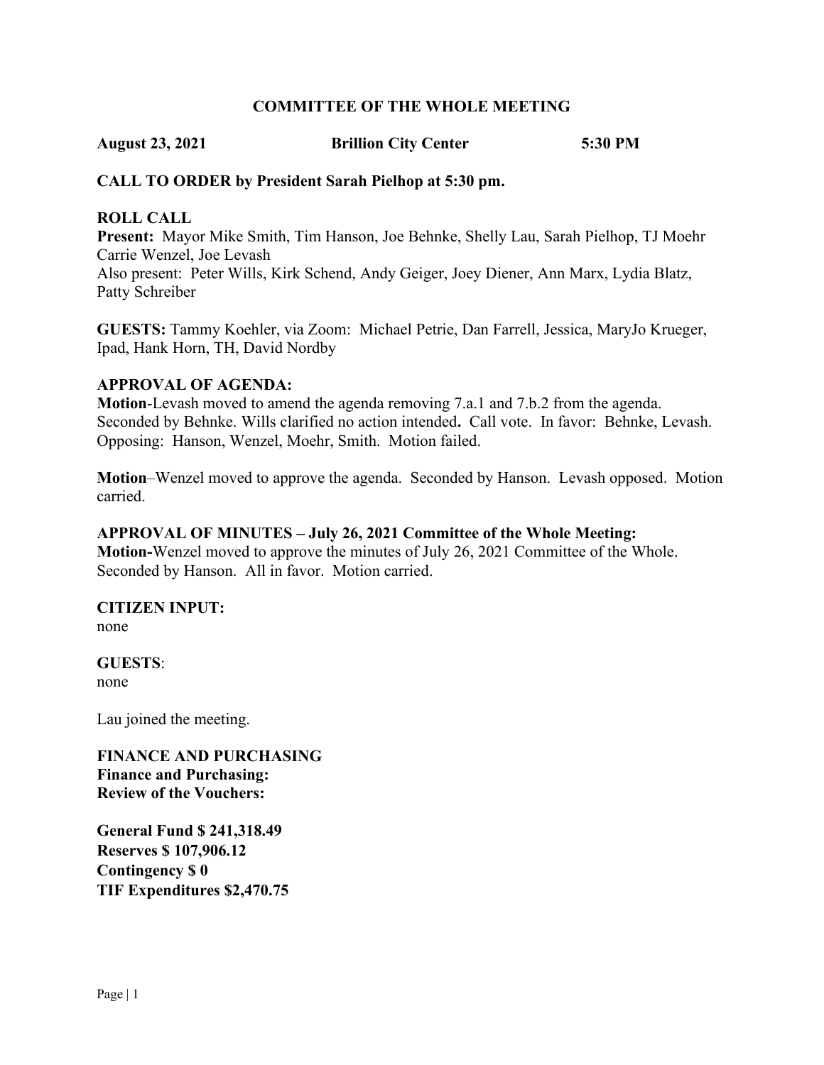# COMMITTEE OF THE WHOLE MEETING

**August 23, 2021 Brillion City Center 5:30 PM**

**CALL TO ORDER by President Sarah Pielhop at 5:30 pm.**

**ROLL CALL**

**Present:** Mayor Mike Smith, Tim Hanson, Joe Behnke, Shelly Lau, Sarah Pielhop, TJ Moehr Carrie Wenzel, Joe Levash

Also present: Peter Wills, Kirk Schend, Andy Geiger, Joey Diener, Ann Marx, Lydia Blatz, Patty Schreiber

**GUESTS:** Tammy Koehler, via Zoom: Michael Petrie, Dan Farrell, Jessica, MaryJo Krueger, Ipad, Hank Horn, TH, David Nordby

**APPROVAL OF AGENDA:**

**Motion**-Levash moved to amend the agenda removing 7.a.1 and 7.b.2 from the agenda. Seconded by Behnke. Wills clarified no action intended**.** Call vote. In favor: Behnke, Levash. Opposing: Hanson, Wenzel, Moehr, Smith. Motion failed.

**Motion**–Wenzel moved to approve the agenda. Seconded by Hanson. Levash opposed. Motion carried.

**APPROVAL OF MINUTES – July 26, 2021 Committee of the Whole Meeting:**

**Motion-**Wenzel moved to approve the minutes of July 26, 2021 Committee of the Whole. Seconded by Hanson. All in favor. Motion carried.

**CITIZEN INPUT:**

none

**GUESTS**:

none

Lau joined the meeting.

**FINANCE AND PURCHASING**

**Finance and Purchasing:**

**Review of the Vouchers:**

**General Fund $ 241,318.49**

**Reserves $ 107,906.12**

**Contingency $ 0**

**TIF Expenditures $2,470.75**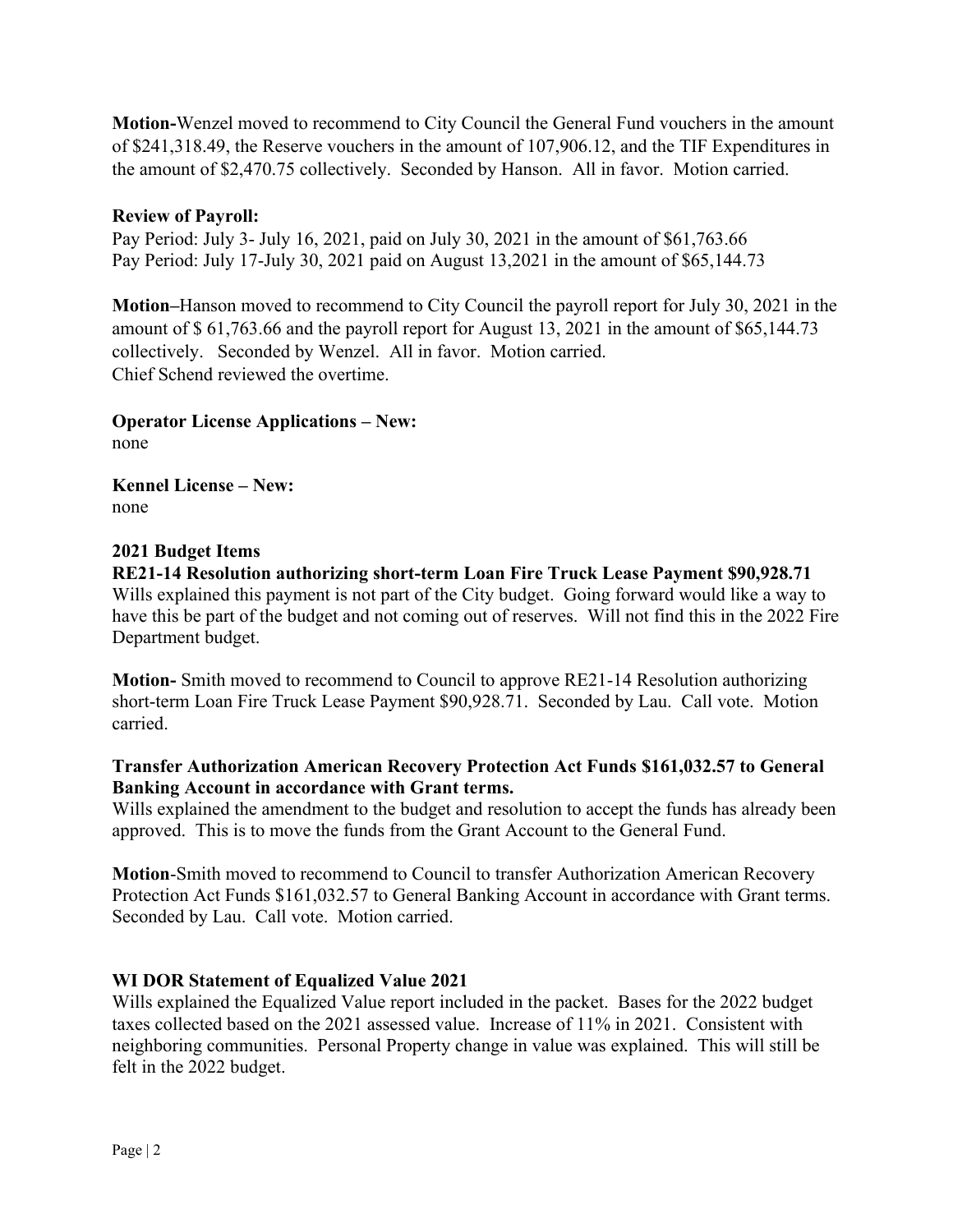**Motion-**Wenzel moved to recommend to City Council the General Fund vouchers in the amount of $241,318.49, the Reserve vouchers in the amount of 107,906.12, and the TIF Expenditures in the amount of $2,470.75 collectively. Seconded by Hanson. All in favor. Motion carried.

**Review of Payroll:**

Pay Period: July 3- July 16, 2021, paid on July 30, 2021 in the amount of $61,763.66
Pay Period: July 17-July 30, 2021 paid on August 13,2021 in the amount of $65,144.73

**Motion–**Hanson moved to recommend to City Council the payroll report for July 30, 2021 in the amount of $ 61,763.66 and the payroll report for August 13, 2021 in the amount of $65,144.73 collectively. Seconded by Wenzel. All in favor. Motion carried.
Chief Schend reviewed the overtime.

**Operator License Applications – New:**
none

**Kennel License – New:**
none

**2021 Budget Items**

**RE21-14 Resolution authorizing short-term Loan Fire Truck Lease Payment $90,928.71**
Wills explained this payment is not part of the City budget. Going forward would like a way to have this be part of the budget and not coming out of reserves. Will not find this in the 2022 Fire Department budget.

**Motion-** Smith moved to recommend to Council to approve RE21-14 Resolution authorizing short-term Loan Fire Truck Lease Payment $90,928.71. Seconded by Lau. Call vote. Motion carried.

**Transfer Authorization American Recovery Protection Act Funds $161,032.57 to General Banking Account in accordance with Grant terms.**
Wills explained the amendment to the budget and resolution to accept the funds has already been approved. This is to move the funds from the Grant Account to the General Fund.

**Motion**-Smith moved to recommend to Council to transfer Authorization American Recovery Protection Act Funds $161,032.57 to General Banking Account in accordance with Grant terms. Seconded by Lau. Call vote. Motion carried.

**WI DOR Statement of Equalized Value 2021**
Wills explained the Equalized Value report included in the packet. Bases for the 2022 budget taxes collected based on the 2021 assessed value. Increase of 11% in 2021. Consistent with neighboring communities. Personal Property change in value was explained. This will still be felt in the 2022 budget.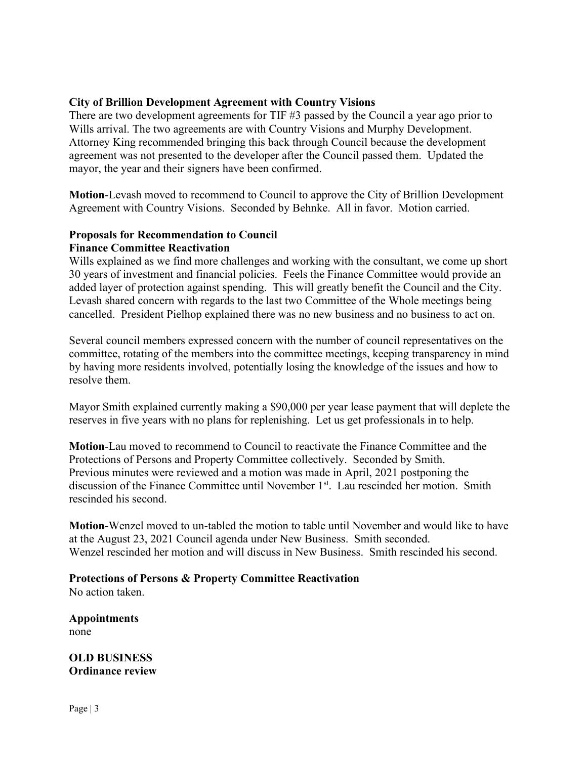**City of Brillion Development Agreement with Country Visions**

There are two development agreements for TIF #3 passed by the Council a year ago prior to Wills arrival. The two agreements are with Country Visions and Murphy Development. Attorney King recommended bringing this back through Council because the development agreement was not presented to the developer after the Council passed them. Updated the mayor, the year and their signers have been confirmed.

**Motion**-Levash moved to recommend to Council to approve the City of Brillion Development Agreement with Country Visions. Seconded by Behnke. All in favor. Motion carried.

**Proposals for Recommendation to Council**
**Finance Committee Reactivation**

Wills explained as we find more challenges and working with the consultant, we come up short 30 years of investment and financial policies. Feels the Finance Committee would provide an added layer of protection against spending. This will greatly benefit the Council and the City. Levash shared concern with regards to the last two Committee of the Whole meetings being cancelled. President Pielhop explained there was no new business and no business to act on.

Several council members expressed concern with the number of council representatives on the committee, rotating of the members into the committee meetings, keeping transparency in mind by having more residents involved, potentially losing the knowledge of the issues and how to resolve them.

Mayor Smith explained currently making a $90,000 per year lease payment that will deplete the reserves in five years with no plans for replenishing. Let us get professionals in to help.

**Motion**-Lau moved to recommend to Council to reactivate the Finance Committee and the Protections of Persons and Property Committee collectively. Seconded by Smith.
Previous minutes were reviewed and a motion was made in April, 2021 postponing the discussion of the Finance Committee until November 1st. Lau rescinded her motion. Smith rescinded his second.

**Motion**-Wenzel moved to un-tabled the motion to table until November and would like to have at the August 23, 2021 Council agenda under New Business. Smith seconded.
Wenzel rescinded her motion and will discuss in New Business. Smith rescinded his second.

**Protections of Persons & Property Committee Reactivation**

No action taken.

**Appointments**

none

**OLD BUSINESS**
**Ordinance review**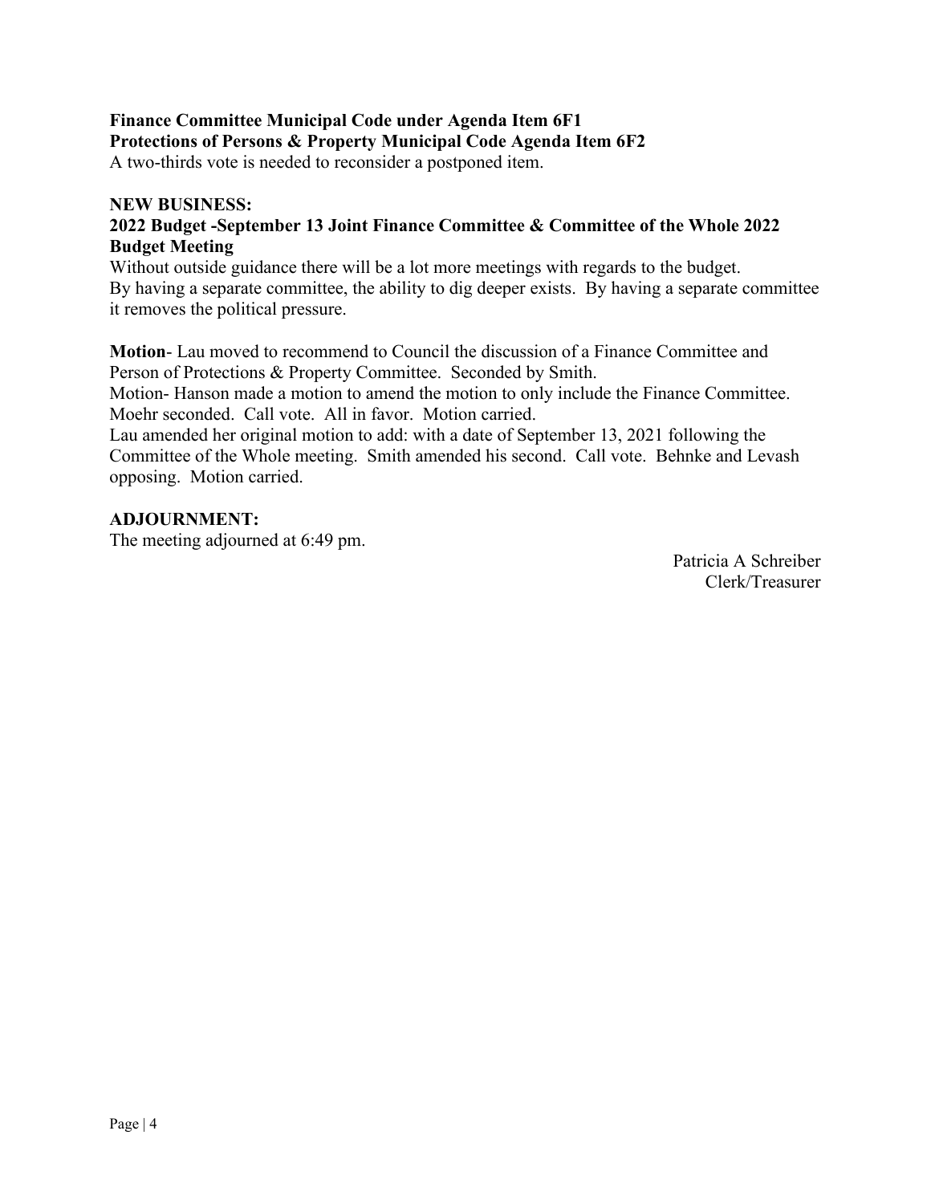**Finance Committee Municipal Code under Agenda Item 6F1**
**Protections of Persons & Property Municipal Code Agenda Item 6F2**
A two-thirds vote is needed to reconsider a postponed item.

**NEW BUSINESS:**
**2022 Budget -September 13 Joint Finance Committee & Committee of the Whole 2022 Budget Meeting**
Without outside guidance there will be a lot more meetings with regards to the budget.
By having a separate committee, the ability to dig deeper exists. By having a separate committee it removes the political pressure.

**Motion**- Lau moved to recommend to Council the discussion of a Finance Committee and Person of Protections & Property Committee. Seconded by Smith.
Motion- Hanson made a motion to amend the motion to only include the Finance Committee. Moehr seconded. Call vote. All in favor. Motion carried.
Lau amended her original motion to add: with a date of September 13, 2021 following the Committee of the Whole meeting. Smith amended his second. Call vote. Behnke and Levash opposing. Motion carried.

**ADJOURNMENT:**
The meeting adjourned at 6:49 pm.

Patricia A Schreiber
Clerk/Treasurer